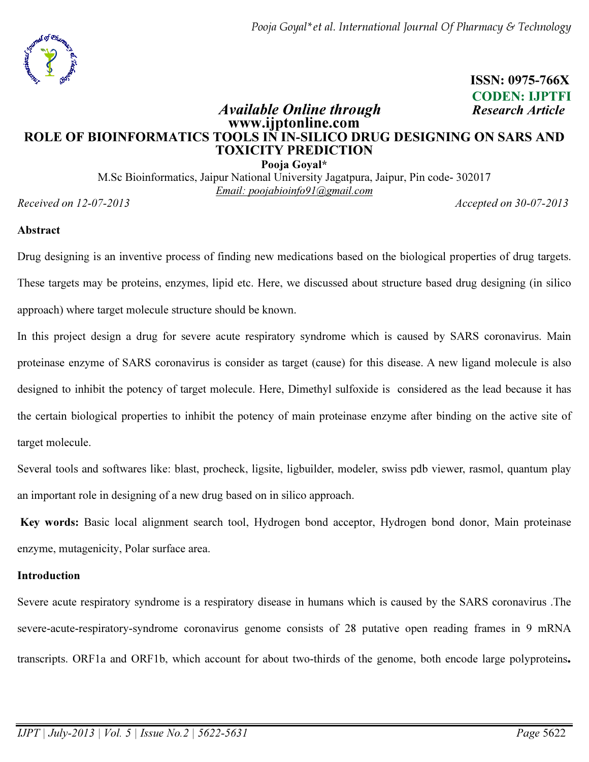ISSN: 0975-766X
CODEN: IJPTFI

*Available Online through* **www.ijptonline.com**

***Research Article***

# ROLE OF BIOINFORMATICS TOOLS IN IN-SILICO DRUG DESIGNING ON SARS AND TOXICITY PREDICTION

**Pooja Goyal***

M.Sc Bioinformatics, Jaipur National University Jagatpura, Jaipur, Pin code- 302017

Email: poojabioinfo91@gmail.com

*Received on 12-07-2013* *Accepted on 30-07-2013*

## Abstract

Drug designing is an inventive process of finding new medications based on the biological properties of drug targets. These targets may be proteins, enzymes, lipid etc. Here, we discussed about structure based drug designing (in silico approach) where target molecule structure should be known.

In this project design a drug for severe acute respiratory syndrome which is caused by SARS coronavirus. Main proteinase enzyme of SARS coronavirus is consider as target (cause) for this disease. A new ligand molecule is also designed to inhibit the potency of target molecule. Here, Dimethyl sulfoxide is considered as the lead because it has the certain biological properties to inhibit the potency of main proteinase enzyme after binding on the active site of target molecule.

Several tools and softwares like: blast, procheck, ligsite, ligbuilder, modeler, swiss pdb viewer, rasmol, quantum play an important role in designing of a new drug based on in silico approach.

**Key words:** Basic local alignment search tool, Hydrogen bond acceptor, Hydrogen bond donor, Main proteinase enzyme, mutagenicity, Polar surface area.

## Introduction

Severe acute respiratory syndrome is a respiratory disease in humans which is caused by the SARS coronavirus .The severe-acute-respiratory-syndrome coronavirus genome consists of 28 putative open reading frames in 9 mRNA transcripts. ORF1a and ORF1b, which account for about two-thirds of the genome, both encode large polyproteins**.**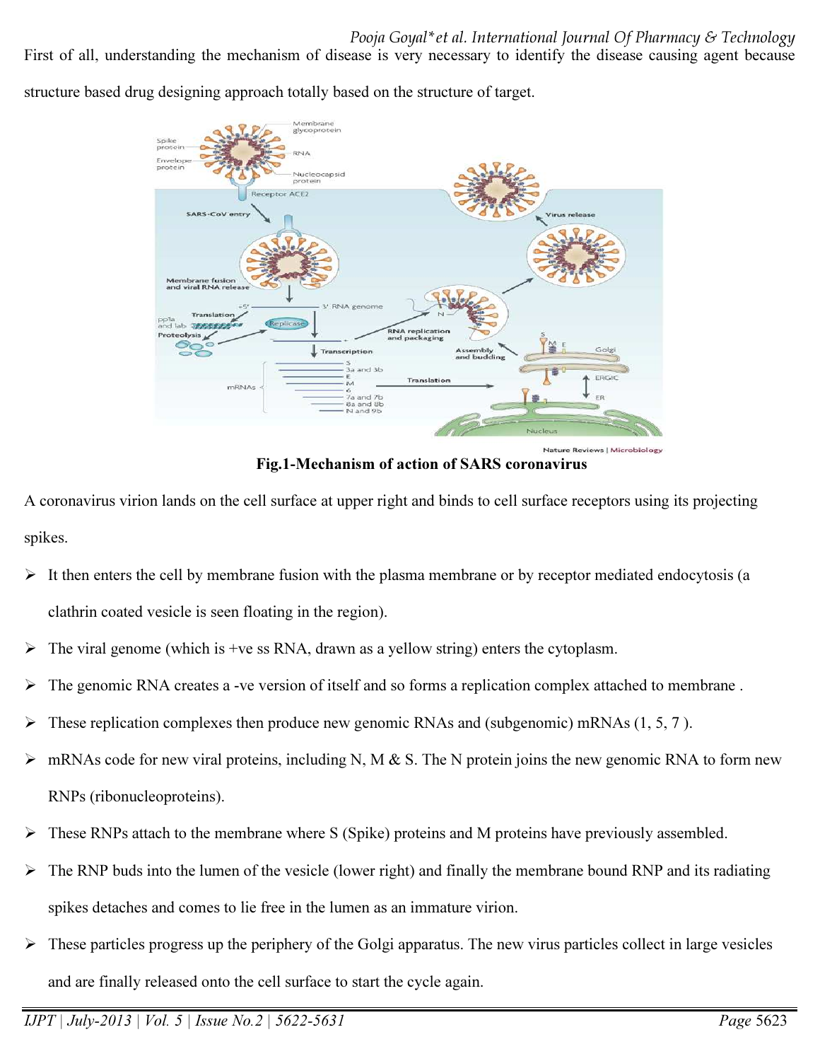First of all, understanding the mechanism of disease is very necessary to identify the disease causing agent because structure based drug designing approach totally based on the structure of target.

**Fig.1-Mechanism of action of SARS coronavirus**

A coronavirus virion lands on the cell surface at upper right and binds to cell surface receptors using its projecting spikes.

- It then enters the cell by membrane fusion with the plasma membrane or by receptor mediated endocytosis (a clathrin coated vesicle is seen floating in the region).
- The viral genome (which is +ve ss RNA, drawn as a yellow string) enters the cytoplasm.
- The genomic RNA creates a -ve version of itself and so forms a replication complex attached to membrane .
- These replication complexes then produce new genomic RNAs and (subgenomic) mRNAs (1, 5, 7 ).
- mRNAs code for new viral proteins, including N, M & S. The N protein joins the new genomic RNA to form new RNPs (ribonucleoproteins).
- These RNPs attach to the membrane where S (Spike) proteins and M proteins have previously assembled.
- The RNP buds into the lumen of the vesicle (lower right) and finally the membrane bound RNP and its radiating spikes detaches and comes to lie free in the lumen as an immature virion.
- These particles progress up the periphery of the Golgi apparatus. The new virus particles collect in large vesicles and are finally released onto the cell surface to start the cycle again.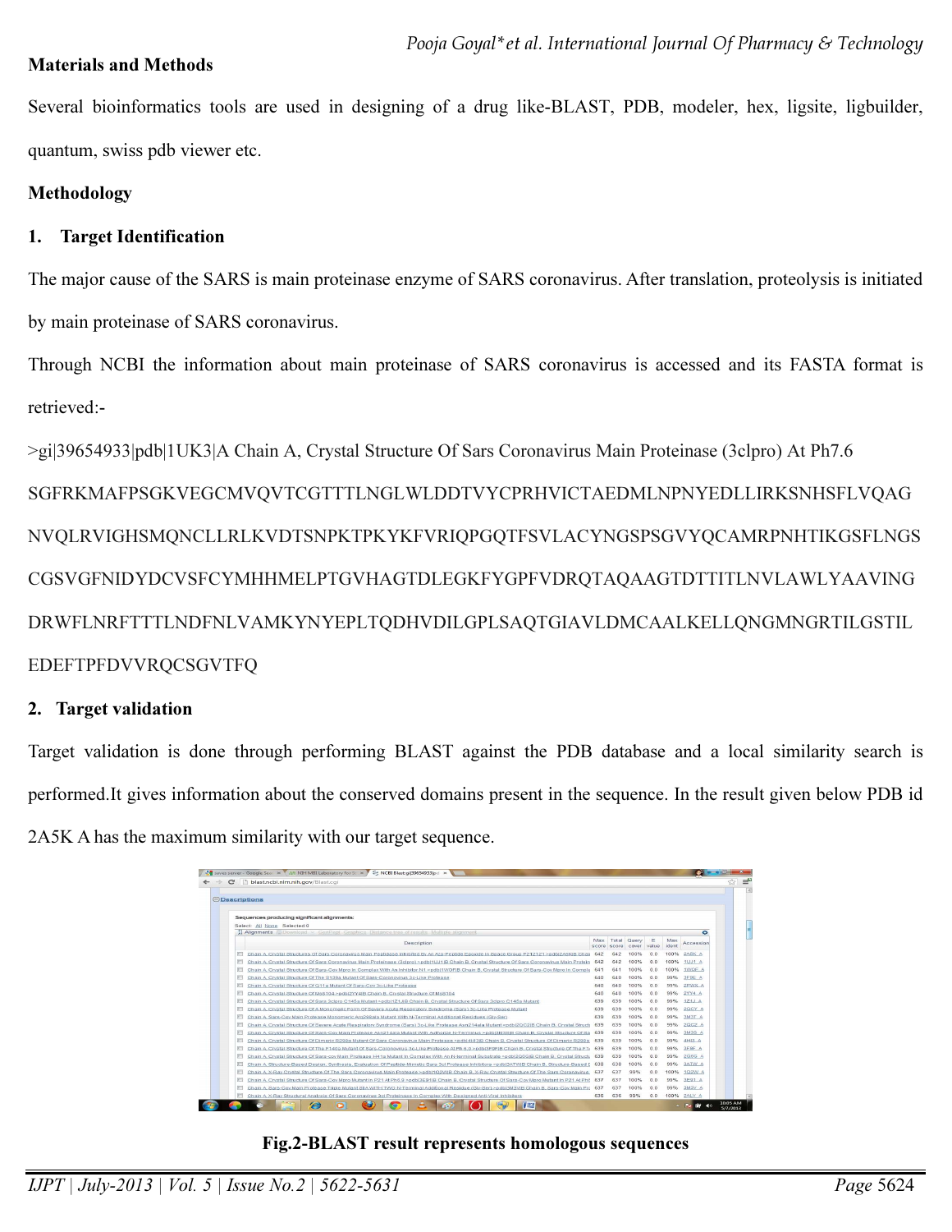## Materials and Methods

Several bioinformatics tools are used in designing of a drug like-BLAST, PDB, modeler, hex, ligsite, ligbuilder, quantum, swiss pdb viewer etc.

## Methodology

### 1. Target Identification

The major cause of the SARS is main proteinase enzyme of SARS coronavirus. After translation, proteolysis is initiated by main proteinase of SARS coronavirus.

Through NCBI the information about main proteinase of SARS coronavirus is accessed and its FASTA format is retrieved:-

>gi|39654933|pdb|1UK3|A Chain A, Crystal Structure Of Sars Coronavirus Main Proteinase (3clpro) At Ph7.6

SGFRKMAFPSGKVEGCMVQVTCGTTTLNGLWLDDTVYCPRHVICTAEDMLNPNYEDLLIRKSNHSFLVQAG

NVQLRVIGHSMQNCLLRLKVDTSNPKTPKYKFVRIQPGQTFSVLACYNGSPSGVYQCAMRPNHTIKGSFLNGS

CGSVGFNIDYDCVSFCYMHHMELPTGVHAGTDLEGKFYGPFVDRQTAQAAGTDTTITLNVLAWLYAAVING

DRWFLNRFTTTLNDFNLVAMKYNYEPLTQDHVDILGPLSAQTGIAVLDMCAALKELLQNGMNGRTILGSTIL

EDEFTPFDVVRQCSGVTFQ

### 2. Target validation

Target validation is done through performing BLAST against the PDB database and a local similarity search is performed.It gives information about the conserved domains present in the sequence. In the result given below PDB id 2A5K A has the maximum similarity with our target sequence.

**Fig.2-BLAST result represents homologous sequences**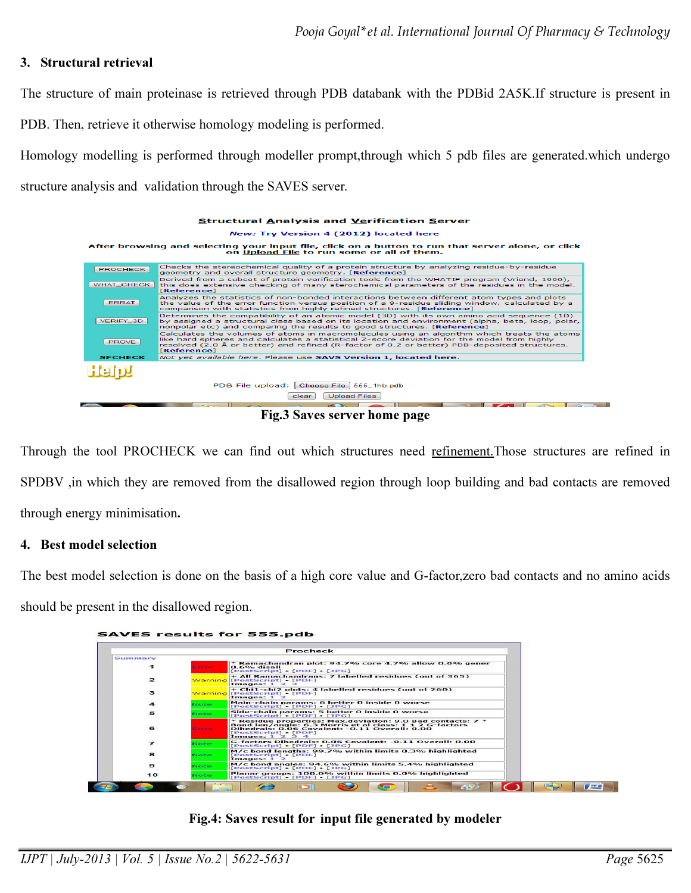## 3. Structural retrieval

The structure of main proteinase is retrieved through PDB databank with the PDBid 2A5K.If structure is present in PDB. Then, retrieve it otherwise homology modeling is performed.

Homology modelling is performed through modeller prompt,through which 5 pdb files are generated.which undergo structure analysis and validation through the SAVES server.

**Fig.3 Saves server home page**

Through the tool PROCHECK we can find out which structures need refinement.Those structures are refined in SPDBV ,in which they are removed from the disallowed region through loop building and bad contacts are removed through energy minimisation**.**

## 4. Best model selection

The best model selection is done on the basis of a high core value and G-factor,zero bad contacts and no amino acids should be present in the disallowed region.

**Fig.4: Saves result for input file generated by modeler**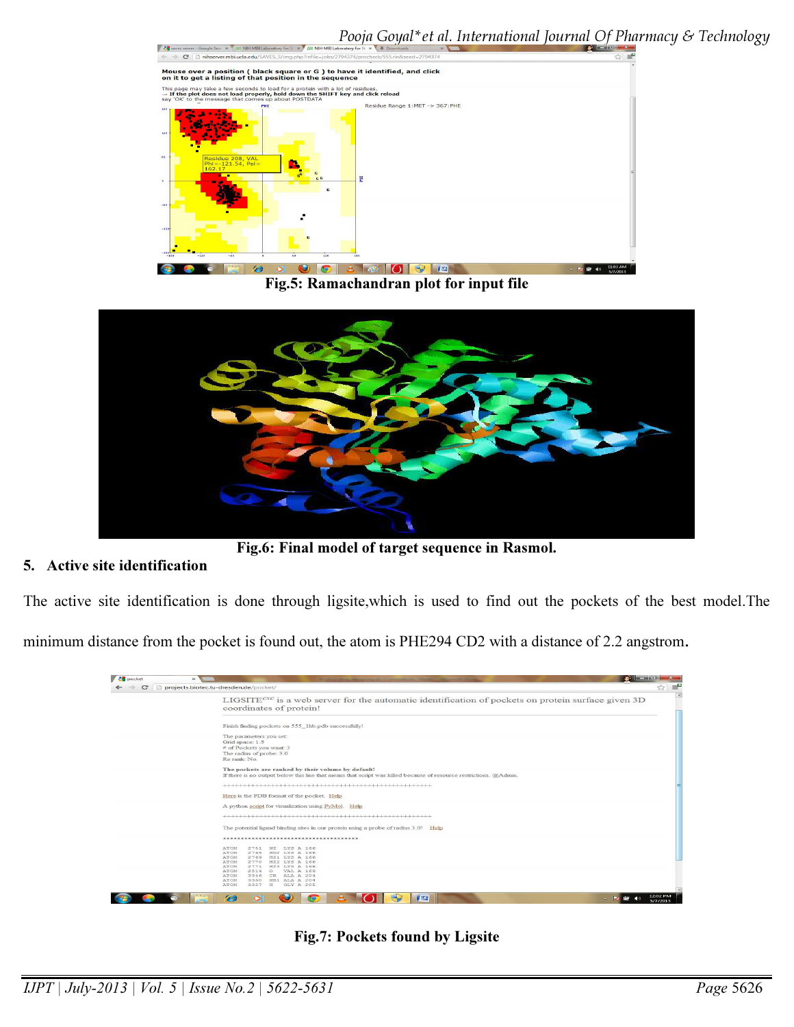Fig.5: Ramachandran plot for input file

Fig.6: Final model of target sequence in Rasmol.

## 5. Active site identification

The active site identification is done through ligsite,which is used to find out the pockets of the best model.The minimum distance from the pocket is found out, the atom is PHE294 CD2 with a distance of 2.2 angstrom.

Fig.7: Pockets found by Ligsite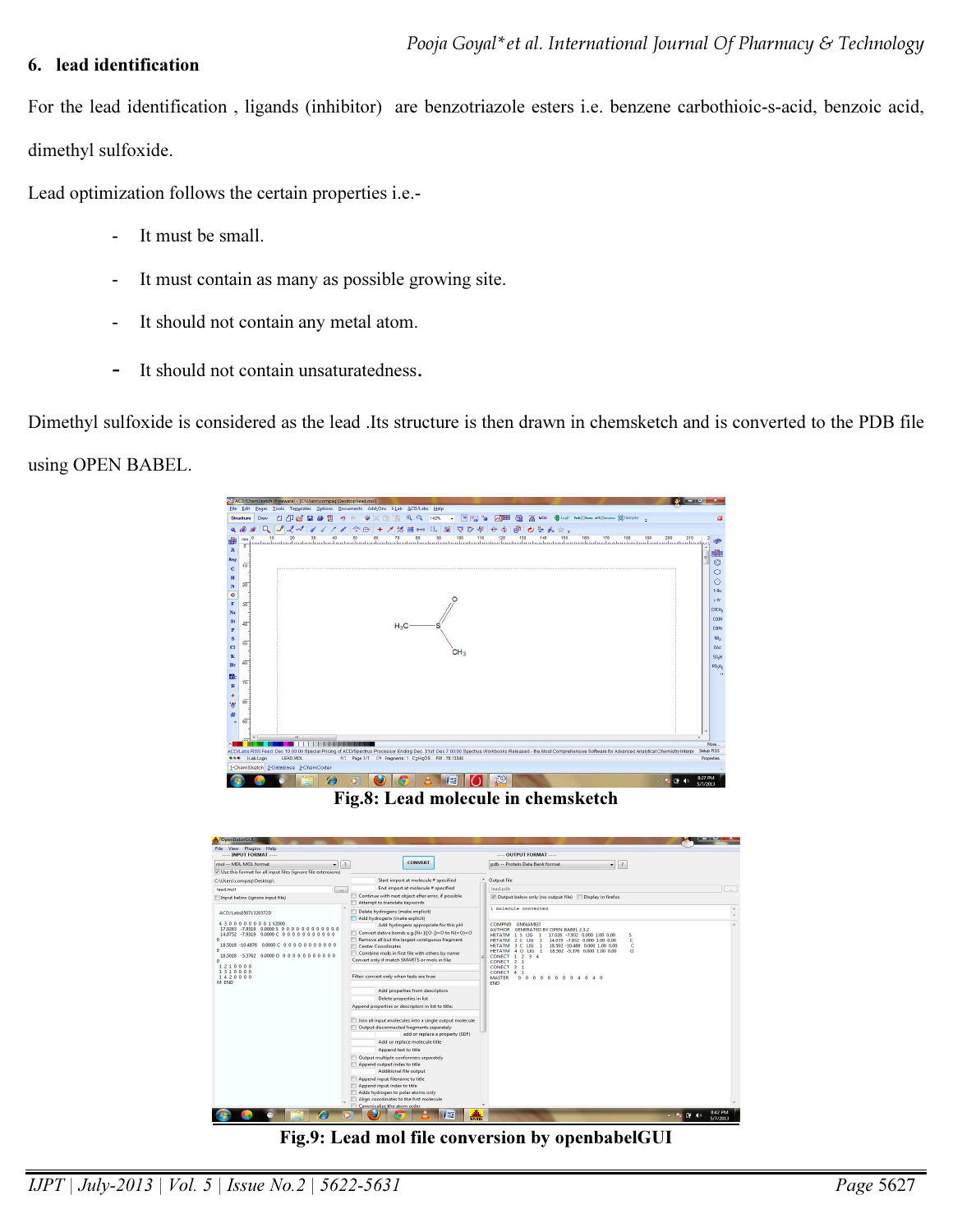## 6. lead identification

For the lead identification , ligands (inhibitor) are benzotriazole esters i.e. benzene carbothioic-s-acid, benzoic acid, dimethyl sulfoxide.

Lead optimization follows the certain properties i.e.-

- It must be small.
- It must contain as many as possible growing site.
- It should not contain any metal atom.
- It should not contain unsaturatedness.

Dimethyl sulfoxide is considered as the lead .Its structure is then drawn in chemsketch and is converted to the PDB file using OPEN BABEL.

**Fig.8: Lead molecule in chemsketch**

**Fig.9: Lead mol file conversion by openbabelGUI**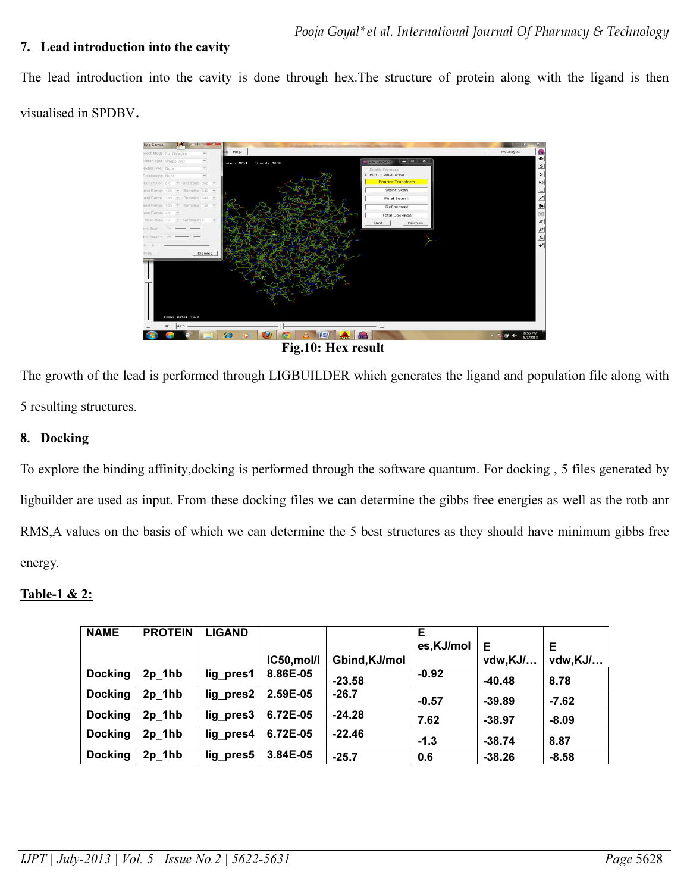## 7. Lead introduction into the cavity

The lead introduction into the cavity is done through hex.The structure of protein along with the ligand is then visualised in SPDBV.

Fig.10: Hex result

The growth of the lead is performed through LIGBUILDER which generates the ligand and population file along with 5 resulting structures.

## 8. Docking

To explore the binding affinity,docking is performed through the software quantum. For docking , 5 files generated by ligbuilder are used as input. From these docking files we can determine the gibbs free energies as well as the rotb anr RMS,A values on the basis of which we can determine the 5 best structures as they should have minimum gibbs free energy.

**Table-1 & 2:**

| NAME | PROTEIN | LIGAND | IC50,mol/l | Gbind,KJ/mol | E es,KJ/mol | E vdw,KJ/… | E vdw,KJ/… |
|---|---|---|---|---|---|---|---|
| Docking | 2p_1hb | lig_pres1 | 8.86E-05 | -23.58 | -0.92 | -40.48 | 8.78 |
| Docking | 2p_1hb | lig_pres2 | 2.59E-05 | -26.7 | -0.57 | -39.89 | -7.62 |
| Docking | 2p_1hb | lig_pres3 | 6.72E-05 | -24.28 | 7.62 | -38.97 | -8.09 |
| Docking | 2p_1hb | lig_pres4 | 6.72E-05 | -22.46 | -1.3 | -38.74 | 8.87 |
| Docking | 2p_1hb | lig_pres5 | 3.84E-05 | -25.7 | 0.6 | -38.26 | -8.58 |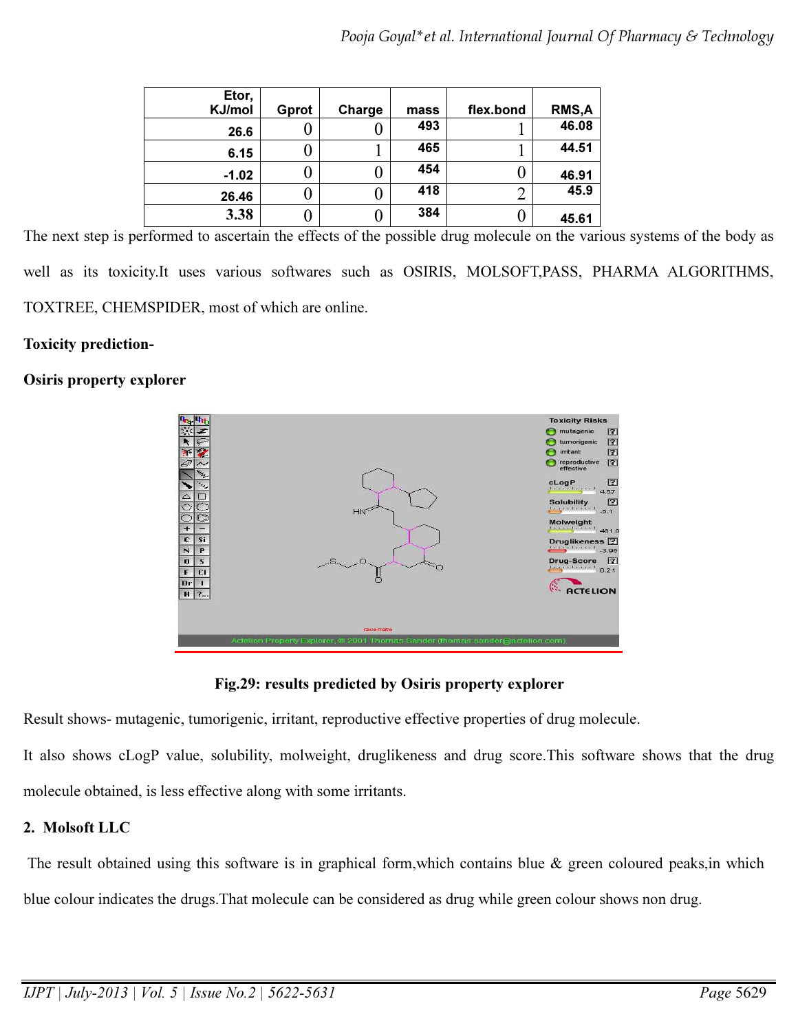| Etor, KJ/mol | Gprot | Charge | mass | flex.bond | RMS,A |
|---|---|---|---|---|---|
| 26.6 | 0 | 0 | 493 | 1 | 46.08 |
| 6.15 | 0 | 1 | 465 | 1 | 44.51 |
| -1.02 | 0 | 0 | 454 | 0 | 46.91 |
| 26.46 | 0 | 0 | 418 | 2 | 45.9 |
| 3.38 | 0 | 0 | 384 | 0 | 45.61 |

The next step is performed to ascertain the effects of the possible drug molecule on the various systems of the body as well as its toxicity.It uses various softwares such as OSIRIS, MOLSOFT,PASS, PHARMA ALGORITHMS, TOXTREE, CHEMSPIDER, most of which are online.

**Toxicity prediction-**

**Osiris property explorer**

**Fig.29: results predicted by Osiris property explorer**

Result shows- mutagenic, tumorigenic, irritant, reproductive effective properties of drug molecule.

It also shows cLogP value, solubility, molweight, druglikeness and drug score.This software shows that the drug molecule obtained, is less effective along with some irritants.

**2. Molsoft LLC**

The result obtained using this software is in graphical form,which contains blue & green coloured peaks,in which blue colour indicates the drugs.That molecule can be considered as drug while green colour shows non drug.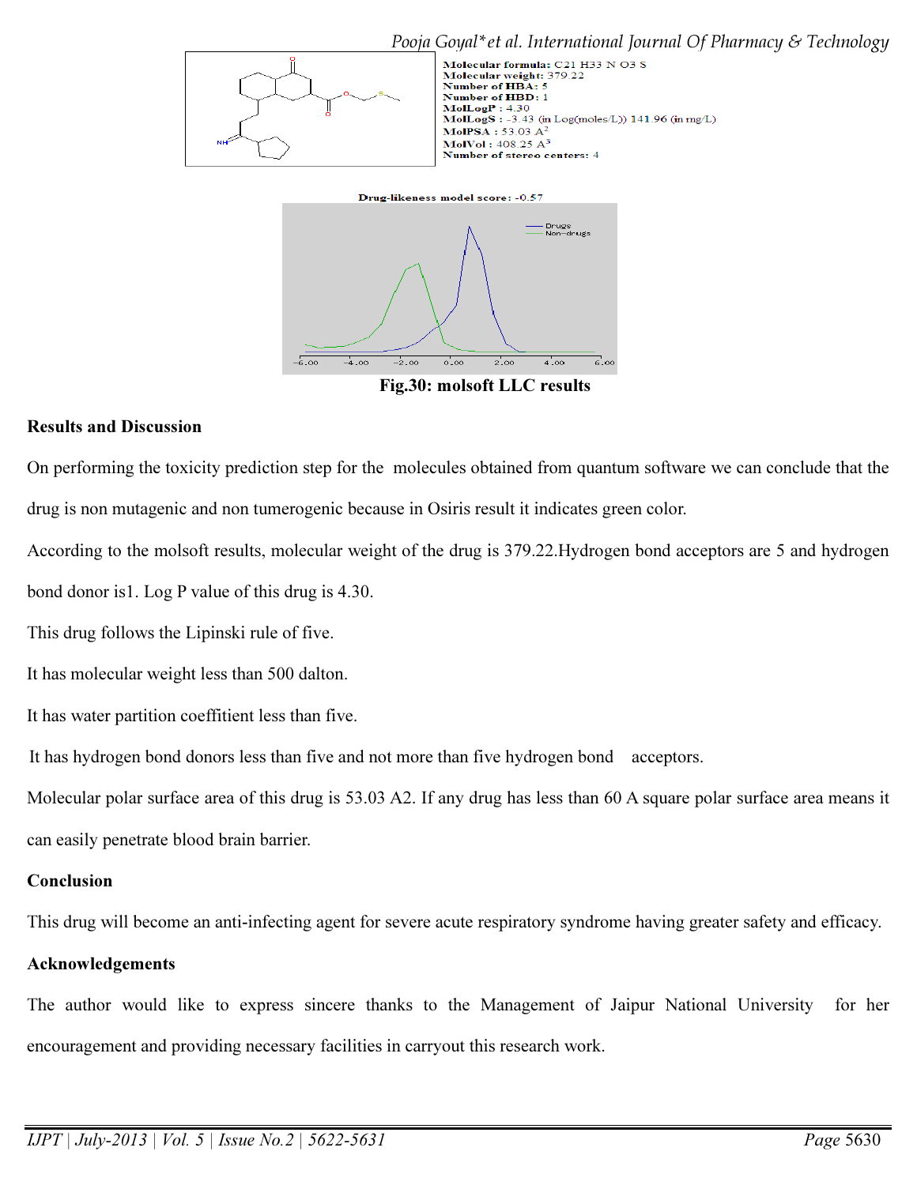Molecular formula: C21 H33 N O3 S
Molecular weight: 379.22
Number of HBA: 5
Number of HBD: 1
MolLogP : 4.30
MolLogS : -3.43 (in Log(moles/L)) 141.96 (in mg/L)
MolPSA : 53.03 $A^2$
MolVol : 408.25 $A^3$
Number of stereo centers: 4

Drug-likeness model score: -0.57

**Fig.30: molsoft LLC results**

## Results and Discussion

On performing the toxicity prediction step for the molecules obtained from quantum software we can conclude that the drug is non mutagenic and non tumerogenic because in Osiris result it indicates green color.

According to the molsoft results, molecular weight of the drug is 379.22.Hydrogen bond acceptors are 5 and hydrogen bond donor is1. Log P value of this drug is 4.30.

This drug follows the Lipinski rule of five.

It has molecular weight less than 500 dalton.

It has water partition coeffitient less than five.

It has hydrogen bond donors less than five and not more than five hydrogen bond acceptors.

Molecular polar surface area of this drug is 53.03 A2. If any drug has less than 60 A square polar surface area means it can easily penetrate blood brain barrier.

## Conclusion

This drug will become an anti-infecting agent for severe acute respiratory syndrome having greater safety and efficacy.

## Acknowledgements

The author would like to express sincere thanks to the Management of Jaipur National University for her encouragement and providing necessary facilities in carryout this research work.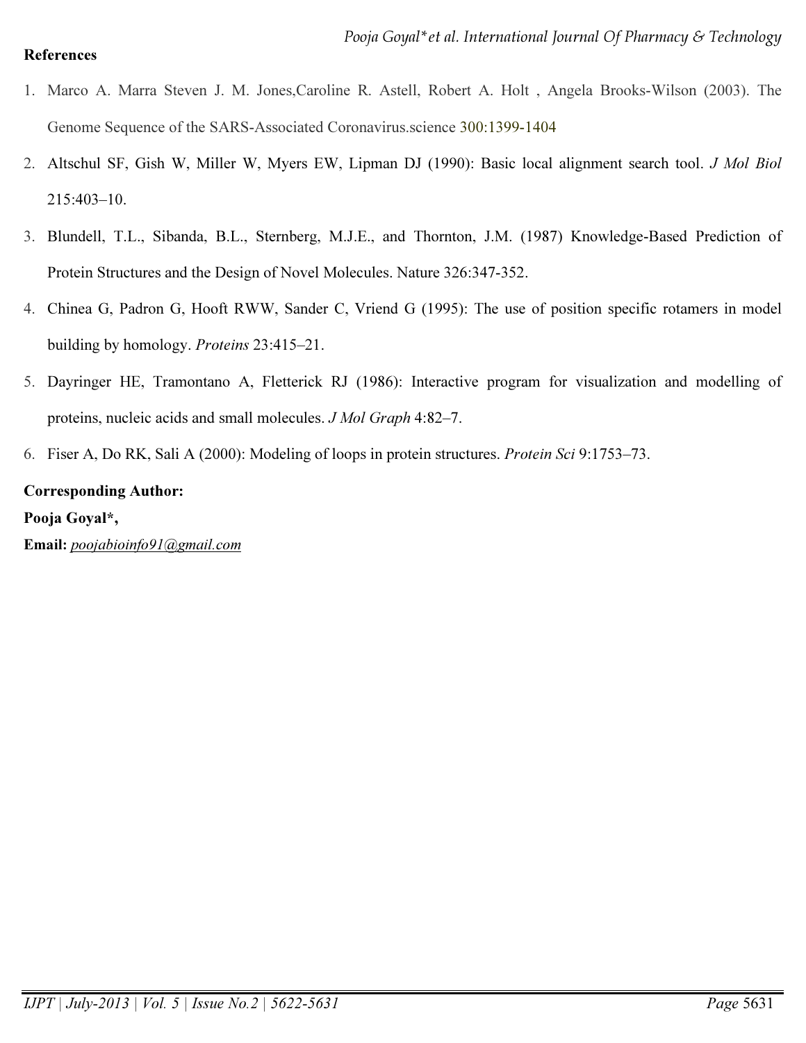**References**

1. Marco A. Marra Steven J. M. Jones,Caroline R. Astell, Robert A. Holt , Angela Brooks-Wilson (2003). The Genome Sequence of the SARS-Associated Coronavirus.science 300:1399-1404
2. Altschul SF, Gish W, Miller W, Myers EW, Lipman DJ (1990): Basic local alignment search tool. *J Mol Biol* 215:403–10.
3. Blundell, T.L., Sibanda, B.L., Sternberg, M.J.E., and Thornton, J.M. (1987) Knowledge-Based Prediction of Protein Structures and the Design of Novel Molecules. Nature 326:347-352.
4. Chinea G, Padron G, Hooft RWW, Sander C, Vriend G (1995): The use of position specific rotamers in model building by homology. *Proteins* 23:415–21.
5. Dayringer HE, Tramontano A, Fletterick RJ (1986): Interactive program for visualization and modelling of proteins, nucleic acids and small molecules. *J Mol Graph* 4:82–7.
6. Fiser A, Do RK, Sali A (2000): Modeling of loops in protein structures. *Protein Sci* 9:1753–73.

**Corresponding Author:**

**Pooja Goyal*,**

**Email:** poojabioinfo91@gmail.com